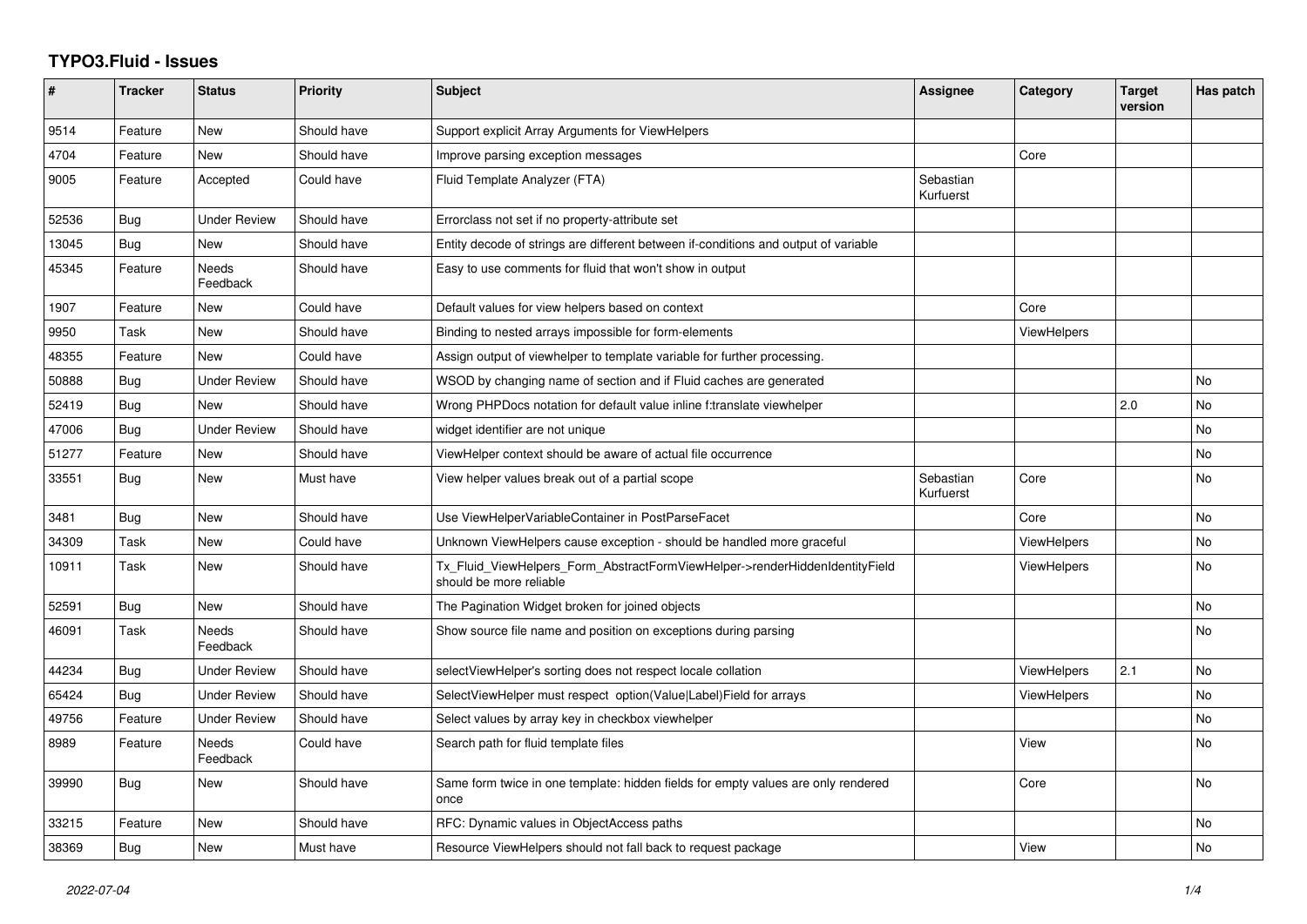# TYPO3.Fluid - Issues

| # | Tracker | Status | Priority | Subject | Assignee | Category | Target version | Has patch |
|---|---|---|---|---|---|---|---|---|
| 9514 | Feature | New | Should have | Support explicit Array Arguments for ViewHelpers | | | | |
| 4704 | Feature | New | Should have | Improve parsing exception messages | | Core | | |
| 9005 | Feature | Accepted | Could have | Fluid Template Analyzer (FTA) | Sebastian Kurfuerst | | | |
| 52536 | Bug | Under Review | Should have | Errorclass not set if no property-attribute set | | | | |
| 13045 | Bug | New | Should have | Entity decode of strings are different between if-conditions and output of variable | | | | |
| 45345 | Feature | Needs Feedback | Should have | Easy to use comments for fluid that won't show in output | | | | |
| 1907 | Feature | New | Could have | Default values for view helpers based on context | | Core | | |
| 9950 | Task | New | Should have | Binding to nested arrays impossible for form-elements | | ViewHelpers | | |
| 48355 | Feature | New | Could have | Assign output of viewhelper to template variable for further processing. | | | | |
| 50888 | Bug | Under Review | Should have | WSOD by changing name of section and if Fluid caches are generated | | | | No |
| 52419 | Bug | New | Should have | Wrong PHPDocs notation for default value inline f:translate viewhelper | | | 2.0 | No |
| 47006 | Bug | Under Review | Should have | widget identifier are not unique | | | | No |
| 51277 | Feature | New | Should have | ViewHelper context should be aware of actual file occurrence | | | | No |
| 33551 | Bug | New | Must have | View helper values break out of a partial scope | Sebastian Kurfuerst | Core | | No |
| 3481 | Bug | New | Should have | Use ViewHelperVariableContainer in PostParseFacet | | Core | | No |
| 34309 | Task | New | Could have | Unknown ViewHelpers cause exception - should be handled more graceful | | ViewHelpers | | No |
| 10911 | Task | New | Should have | Tx_Fluid_ViewHelpers_Form_AbstractFormViewHelper->renderHiddenIdentityField should be more reliable | | ViewHelpers | | No |
| 52591 | Bug | New | Should have | The Pagination Widget broken for joined objects | | | | No |
| 46091 | Task | Needs Feedback | Should have | Show source file name and position on exceptions during parsing | | | | No |
| 44234 | Bug | Under Review | Should have | selectViewHelper's sorting does not respect locale collation | | ViewHelpers | 2.1 | No |
| 65424 | Bug | Under Review | Should have | SelectViewHelper must respect option(Value\|Label)Field for arrays | | ViewHelpers | | No |
| 49756 | Feature | Under Review | Should have | Select values by array key in checkbox viewhelper | | | | No |
| 8989 | Feature | Needs Feedback | Could have | Search path for fluid template files | | View | | No |
| 39990 | Bug | New | Should have | Same form twice in one template: hidden fields for empty values are only rendered once | | Core | | No |
| 33215 | Feature | New | Should have | RFC: Dynamic values in ObjectAccess paths | | | | No |
| 38369 | Bug | New | Must have | Resource ViewHelpers should not fall back to request package | | View | | No |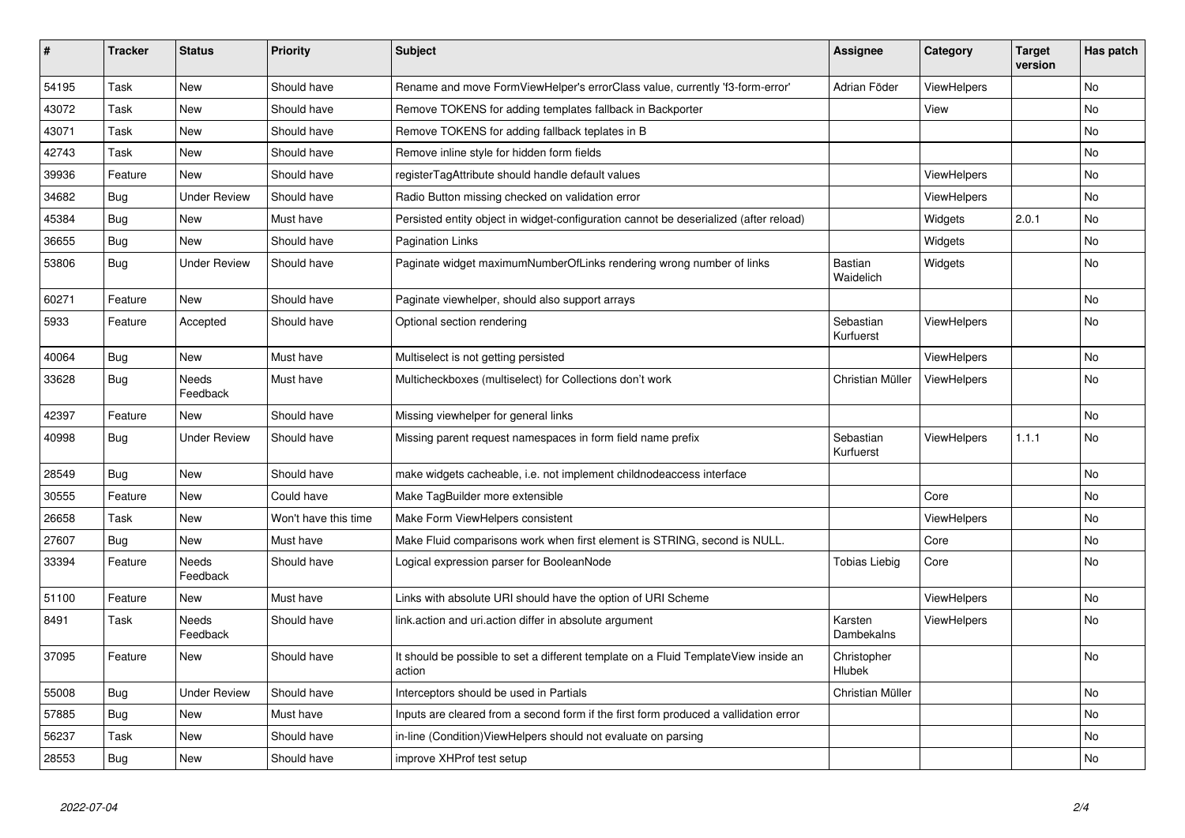| # | Tracker | Status | Priority | Subject | Assignee | Category | Target version | Has patch |
|---|---|---|---|---|---|---|---|---|
| 54195 | Task | New | Should have | Rename and move FormViewHelper's errorClass value, currently 'f3-form-error' | Adrian Föder | ViewHelpers | | No |
| 43072 | Task | New | Should have | Remove TOKENS for adding templates fallback in Backporter | | View | | No |
| 43071 | Task | New | Should have | Remove TOKENS for adding fallback teplates in B | | | | No |
| 42743 | Task | New | Should have | Remove inline style for hidden form fields | | | | No |
| 39936 | Feature | New | Should have | registerTagAttribute should handle default values | | ViewHelpers | | No |
| 34682 | Bug | Under Review | Should have | Radio Button missing checked on validation error | | ViewHelpers | | No |
| 45384 | Bug | New | Must have | Persisted entity object in widget-configuration cannot be deserialized (after reload) | | Widgets | 2.0.1 | No |
| 36655 | Bug | New | Should have | Pagination Links | | Widgets | | No |
| 53806 | Bug | Under Review | Should have | Paginate widget maximumNumberOfLinks rendering wrong number of links | Bastian Waidelich | Widgets | | No |
| 60271 | Feature | New | Should have | Paginate viewhelper, should also support arrays | | | | No |
| 5933 | Feature | Accepted | Should have | Optional section rendering | Sebastian Kurfuerst | ViewHelpers | | No |
| 40064 | Bug | New | Must have | Multiselect is not getting persisted | | ViewHelpers | | No |
| 33628 | Bug | Needs Feedback | Must have | Multicheckboxes (multiselect) for Collections don't work | Christian Müller | ViewHelpers | | No |
| 42397 | Feature | New | Should have | Missing viewhelper for general links | | | | No |
| 40998 | Bug | Under Review | Should have | Missing parent request namespaces in form field name prefix | Sebastian Kurfuerst | ViewHelpers | 1.1.1 | No |
| 28549 | Bug | New | Should have | make widgets cacheable, i.e. not implement childnodeaccess interface | | | | No |
| 30555 | Feature | New | Could have | Make TagBuilder more extensible | | Core | | No |
| 26658 | Task | New | Won't have this time | Make Form ViewHelpers consistent | | ViewHelpers | | No |
| 27607 | Bug | New | Must have | Make Fluid comparisons work when first element is STRING, second is NULL. | | Core | | No |
| 33394 | Feature | Needs Feedback | Should have | Logical expression parser for BooleanNode | Tobias Liebig | Core | | No |
| 51100 | Feature | New | Must have | Links with absolute URI should have the option of URI Scheme | | ViewHelpers | | No |
| 8491 | Task | Needs Feedback | Should have | link.action and uri.action differ in absolute argument | Karsten Dambekalns | ViewHelpers | | No |
| 37095 | Feature | New | Should have | It should be possible to set a different template on a Fluid TemplateView inside an action | Christopher Hlubek | | | No |
| 55008 | Bug | Under Review | Should have | Interceptors should be used in Partials | Christian Müller | | | No |
| 57885 | Bug | New | Must have | Inputs are cleared from a second form if the first form produced a vallidation error | | | | No |
| 56237 | Task | New | Should have | in-line (Condition)ViewHelpers should not evaluate on parsing | | | | No |
| 28553 | Bug | New | Should have | improve XHProf test setup | | | | No |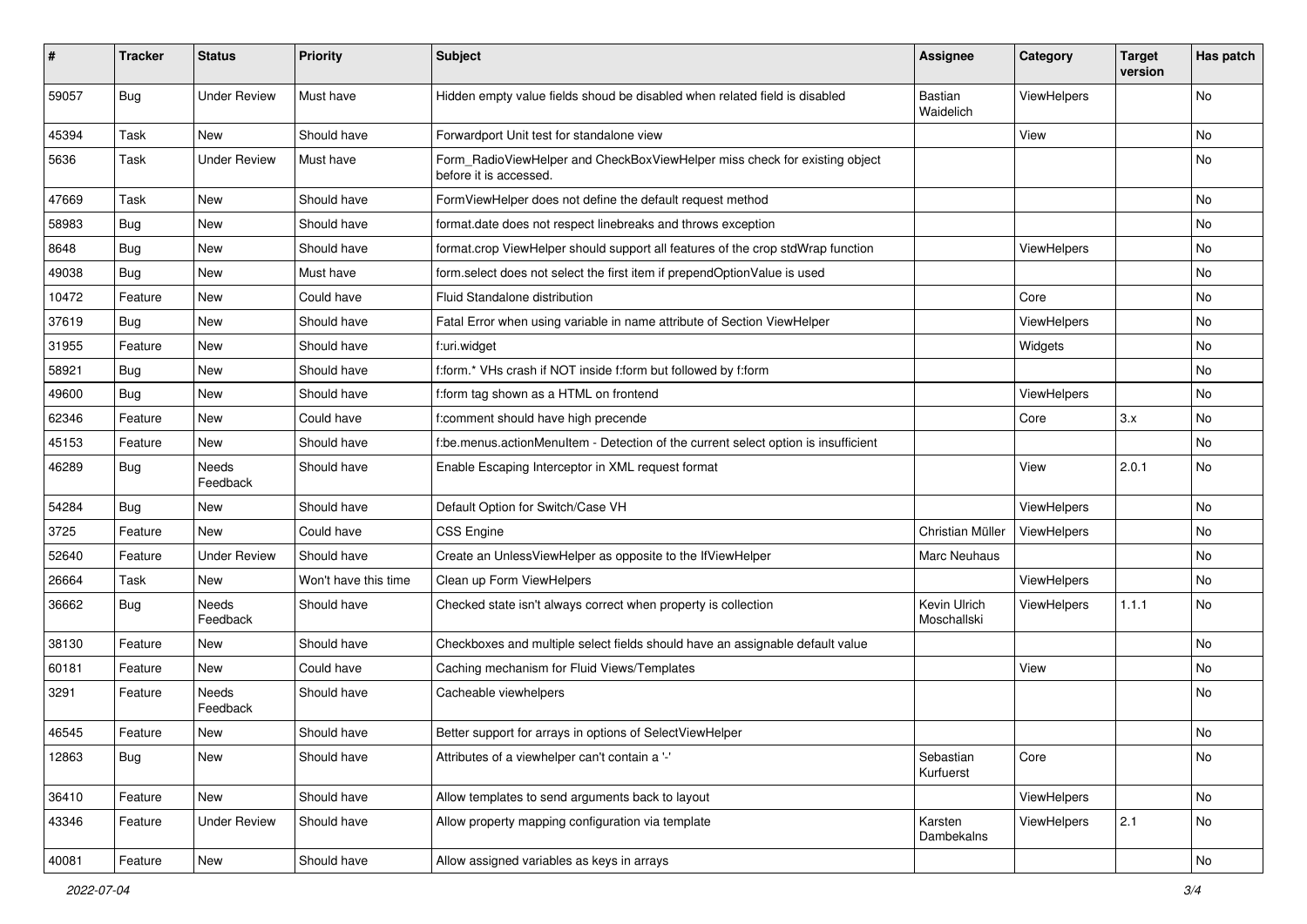| # | Tracker | Status | Priority | Subject | Assignee | Category | Target version | Has patch |
|---|---|---|---|---|---|---|---|---|
| 59057 | Bug | Under Review | Must have | Hidden empty value fields shoud be disabled when related field is disabled | Bastian Waidelich | ViewHelpers | | No |
| 45394 | Task | New | Should have | Forwardport Unit test for standalone view | | View | | No |
| 5636 | Task | Under Review | Must have | Form_RadioViewHelper and CheckBoxViewHelper miss check for existing object before it is accessed. | | | | No |
| 47669 | Task | New | Should have | FormViewHelper does not define the default request method | | | | No |
| 58983 | Bug | New | Should have | format.date does not respect linebreaks and throws exception | | | | No |
| 8648 | Bug | New | Should have | format.crop ViewHelper should support all features of the crop stdWrap function | | ViewHelpers | | No |
| 49038 | Bug | New | Must have | form.select does not select the first item if prependOptionValue is used | | | | No |
| 10472 | Feature | New | Could have | Fluid Standalone distribution | | Core | | No |
| 37619 | Bug | New | Should have | Fatal Error when using variable in name attribute of Section ViewHelper | | ViewHelpers | | No |
| 31955 | Feature | New | Should have | f:uri.widget | | Widgets | | No |
| 58921 | Bug | New | Should have | f:form.* VHs crash if NOT inside f:form but followed by f:form | | | | No |
| 49600 | Bug | New | Should have | f:form tag shown as a HTML on frontend | | ViewHelpers | | No |
| 62346 | Feature | New | Could have | f:comment should have high precende | | Core | 3.x | No |
| 45153 | Feature | New | Should have | f:be.menus.actionMenuItem - Detection of the current select option is insufficient | | | | No |
| 46289 | Bug | Needs Feedback | Should have | Enable Escaping Interceptor in XML request format | | View | 2.0.1 | No |
| 54284 | Bug | New | Should have | Default Option for Switch/Case VH | | ViewHelpers | | No |
| 3725 | Feature | New | Could have | CSS Engine | Christian Müller | ViewHelpers | | No |
| 52640 | Feature | Under Review | Should have | Create an UnlessViewHelper as opposite to the IfViewHelper | Marc Neuhaus | | | No |
| 26664 | Task | New | Won't have this time | Clean up Form ViewHelpers | | ViewHelpers | | No |
| 36662 | Bug | Needs Feedback | Should have | Checked state isn't always correct when property is collection | Kevin Ulrich Moschallski | ViewHelpers | 1.1.1 | No |
| 38130 | Feature | New | Should have | Checkboxes and multiple select fields should have an assignable default value | | | | No |
| 60181 | Feature | New | Could have | Caching mechanism for Fluid Views/Templates | | View | | No |
| 3291 | Feature | Needs Feedback | Should have | Cacheable viewhelpers | | | | No |
| 46545 | Feature | New | Should have | Better support for arrays in options of SelectViewHelper | | | | No |
| 12863 | Bug | New | Should have | Attributes of a viewhelper can't contain a '-' | Sebastian Kurfuerst | Core | | No |
| 36410 | Feature | New | Should have | Allow templates to send arguments back to layout | | ViewHelpers | | No |
| 43346 | Feature | Under Review | Should have | Allow property mapping configuration via template | Karsten Dambekalns | ViewHelpers | 2.1 | No |
| 40081 | Feature | New | Should have | Allow assigned variables as keys in arrays | | | | No |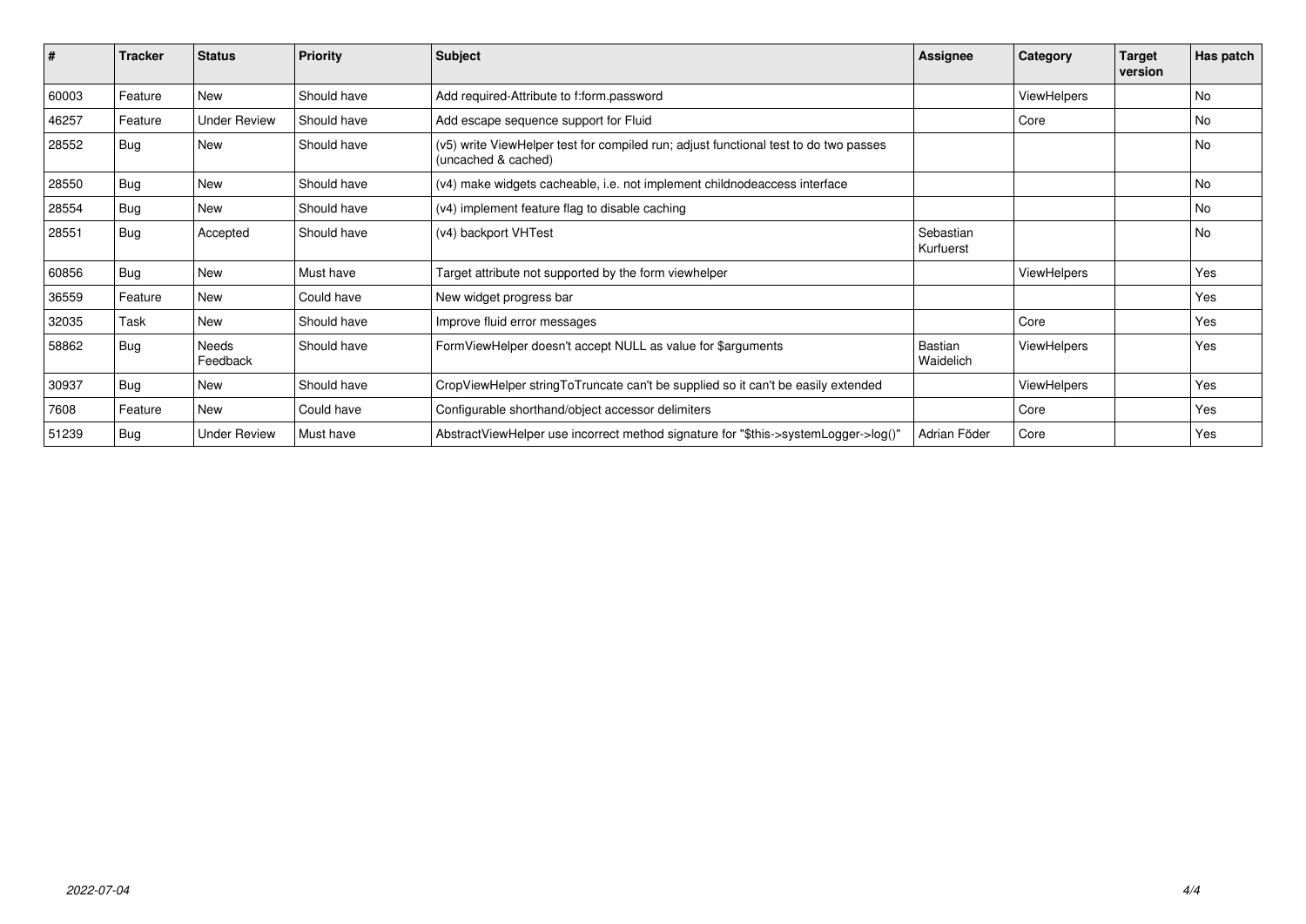| # | Tracker | Status | Priority | Subject | Assignee | Category | Target version | Has patch |
|---|---|---|---|---|---|---|---|---|
| 60003 | Feature | New | Should have | Add required-Attribute to f:form.password | | ViewHelpers | | No |
| 46257 | Feature | Under Review | Should have | Add escape sequence support for Fluid | | Core | | No |
| 28552 | Bug | New | Should have | (v5) write ViewHelper test for compiled run; adjust functional test to do two passes (uncached & cached) | | | | No |
| 28550 | Bug | New | Should have | (v4) make widgets cacheable, i.e. not implement childnodeaccess interface | | | | No |
| 28554 | Bug | New | Should have | (v4) implement feature flag to disable caching | | | | No |
| 28551 | Bug | Accepted | Should have | (v4) backport VHTest | Sebastian Kurfuerst | | | No |
| 60856 | Bug | New | Must have | Target attribute not supported by the form viewhelper | | ViewHelpers | | Yes |
| 36559 | Feature | New | Could have | New widget progress bar | | | | Yes |
| 32035 | Task | New | Should have | Improve fluid error messages | | Core | | Yes |
| 58862 | Bug | Needs Feedback | Should have | FormViewHelper doesn't accept NULL as value for $arguments | Bastian Waidelich | ViewHelpers | | Yes |
| 30937 | Bug | New | Should have | CropViewHelper stringToTruncate can't be supplied so it can't be easily extended | | ViewHelpers | | Yes |
| 7608 | Feature | New | Could have | Configurable shorthand/object accessor delimiters | | Core | | Yes |
| 51239 | Bug | Under Review | Must have | AbstractViewHelper use incorrect method signature for "$this->systemLogger->log()" | Adrian Föder | Core | | Yes |

*2022-07-04*